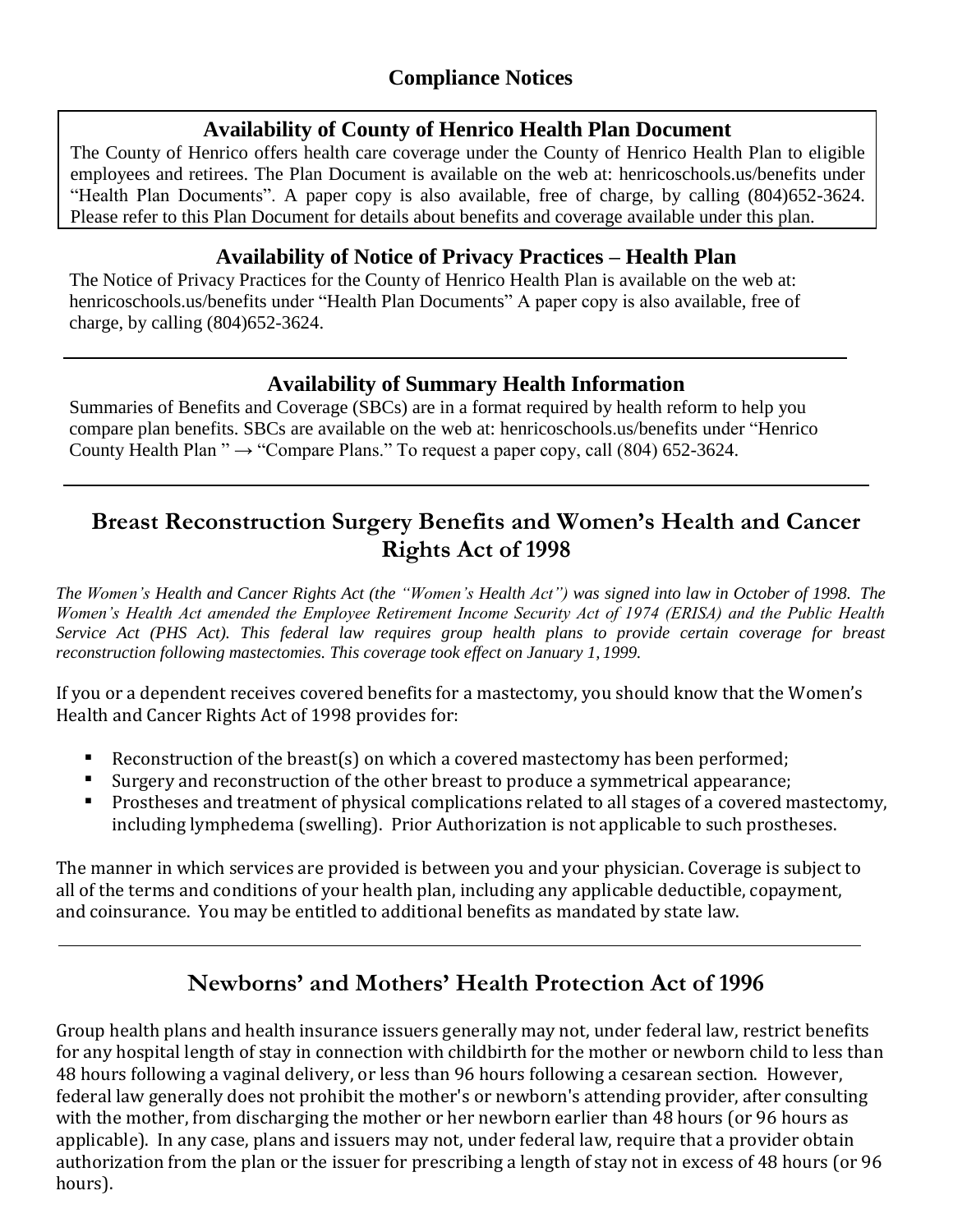# Compliance Notices

## Availability of County of Henrico Health Plan Document

The County of Henrico offers health care coverage under the County of Henrico Health Plan to eligible employees and retirees. The Plan Document is available on the web at: henricoschools.us/benefits under "Health Plan Documents". A paper copy is also available, free of charge, by calling (804)652-3624. Please refer to this Plan Document for details about benefits and coverage available under this plan.

## Availability of Notice of Privacy Practices – Health Plan

The Notice of Privacy Practices for the County of Henrico Health Plan is available on the web at: henricoschools.us/benefits under "Health Plan Documents" A paper copy is also available, free of charge, by calling (804)652-3624.

---

## Availability of Summary Health Information

Summaries of Benefits and Coverage (SBCs) are in a format required by health reform to help you compare plan benefits. SBCs are available on the web at: henricoschools.us/benefits under "Henrico County Health Plan " → "Compare Plans." To request a paper copy, call (804) 652-3624.

---

## Breast Reconstruction Surgery Benefits and Women's Health and Cancer Rights Act of 1998

*The Women's Health and Cancer Rights Act (the "Women's Health Act") was signed into law in October of 1998. The Women's Health Act amended the Employee Retirement Income Security Act of 1974 (ERISA) and the Public Health Service Act (PHS Act). This federal law requires group health plans to provide certain coverage for breast reconstruction following mastectomies. This coverage took effect on January 1, 1999.*

If you or a dependent receives covered benefits for a mastectomy, you should know that the Women's Health and Cancer Rights Act of 1998 provides for:

- Reconstruction of the breast(s) on which a covered mastectomy has been performed;
- Surgery and reconstruction of the other breast to produce a symmetrical appearance;
- Prostheses and treatment of physical complications related to all stages of a covered mastectomy, including lymphedema (swelling). Prior Authorization is not applicable to such prostheses.

The manner in which services are provided is between you and your physician. Coverage is subject to all of the terms and conditions of your health plan, including any applicable deductible, copayment, and coinsurance. You may be entitled to additional benefits as mandated by state law.

---

## Newborns' and Mothers' Health Protection Act of 1996

Group health plans and health insurance issuers generally may not, under federal law, restrict benefits for any hospital length of stay in connection with childbirth for the mother or newborn child to less than 48 hours following a vaginal delivery, or less than 96 hours following a cesarean section. However, federal law generally does not prohibit the mother's or newborn's attending provider, after consulting with the mother, from discharging the mother or her newborn earlier than 48 hours (or 96 hours as applicable). In any case, plans and issuers may not, under federal law, require that a provider obtain authorization from the plan or the issuer for prescribing a length of stay not in excess of 48 hours (or 96 hours).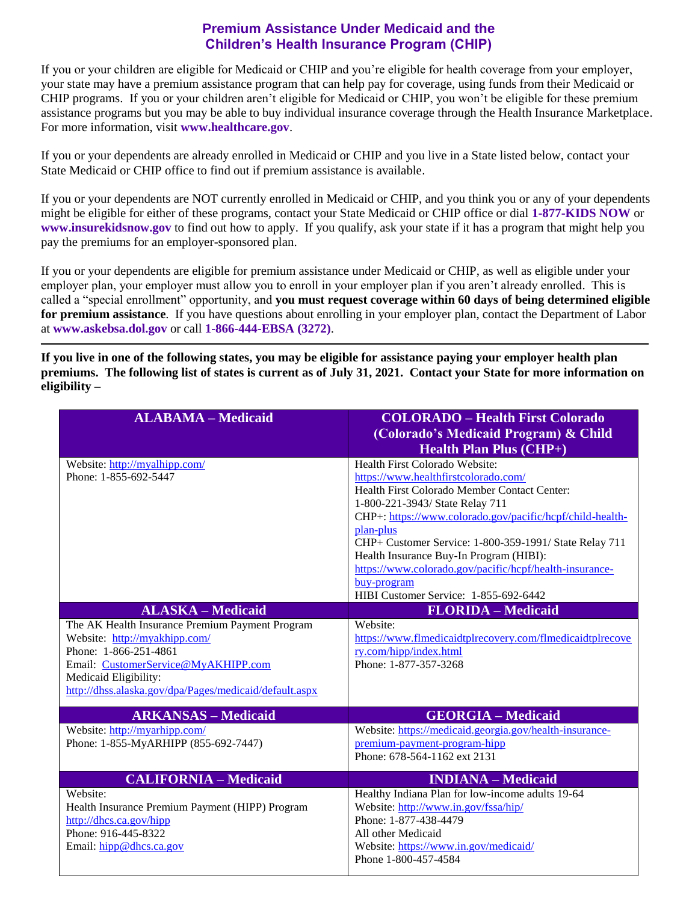## Premium Assistance Under Medicaid and the Children's Health Insurance Program (CHIP)

If you or your children are eligible for Medicaid or CHIP and you're eligible for health coverage from your employer, your state may have a premium assistance program that can help pay for coverage, using funds from their Medicaid or CHIP programs. If you or your children aren't eligible for Medicaid or CHIP, you won't be eligible for these premium assistance programs but you may be able to buy individual insurance coverage through the Health Insurance Marketplace. For more information, visit **www.healthcare.gov**.

If you or your dependents are already enrolled in Medicaid or CHIP and you live in a State listed below, contact your State Medicaid or CHIP office to find out if premium assistance is available.

If you or your dependents are NOT currently enrolled in Medicaid or CHIP, and you think you or any of your dependents might be eligible for either of these programs, contact your State Medicaid or CHIP office or dial **1-877-KIDS NOW** or **www.insurekidsnow.gov** to find out how to apply. If you qualify, ask your state if it has a program that might help you pay the premiums for an employer-sponsored plan.

If you or your dependents are eligible for premium assistance under Medicaid or CHIP, as well as eligible under your employer plan, your employer must allow you to enroll in your employer plan if you aren't already enrolled. This is called a "special enrollment" opportunity, and **you must request coverage within 60 days of being determined eligible for premium assistance**. If you have questions about enrolling in your employer plan, contact the Department of Labor at **www.askebsa.dol.gov** or call **1-866-444-EBSA (3272)**.

---

**If you live in one of the following states, you may be eligible for assistance paying your employer health plan premiums. The following list of states is current as of July 31, 2021. Contact your State for more information on eligibility –**

| ALABAMA – Medicaid | COLORADO – Health First Colorado (Colorado's Medicaid Program) & Child Health Plan Plus (CHP+) |
|---|---|
| Website: http://myalhipp.com/<br>Phone: 1-855-692-5447 | Health First Colorado Website: https://www.healthfirstcolorado.com/<br>Health First Colorado Member Contact Center: 1-800-221-3943/ State Relay 711<br>CHP+: https://www.colorado.gov/pacific/hcpf/child-health-plan-plus<br>CHP+ Customer Service: 1-800-359-1991/ State Relay 711<br>Health Insurance Buy-In Program (HIBI): https://www.colorado.gov/pacific/hcpf/health-insurance-buy-program<br>HIBI Customer Service: 1-855-692-6442 |
| **ALASKA – Medicaid** | **FLORIDA – Medicaid** |
| The AK Health Insurance Premium Payment Program<br>Website: http://myakhipp.com/<br>Phone: 1-866-251-4861<br>Email: CustomerService@MyAKHIPP.com<br>Medicaid Eligibility: http://dhss.alaska.gov/dpa/Pages/medicaid/default.aspx | Website: https://www.flmedicaidtplrecovery.com/flmedicaidtplrecovery.com/hipp/index.html<br>Phone: 1-877-357-3268 |
| **ARKANSAS – Medicaid** | **GEORGIA – Medicaid** |
| Website: http://myarhipp.com/<br>Phone: 1-855-MyARHIPP (855-692-7447) | Website: https://medicaid.georgia.gov/health-insurance-premium-payment-program-hipp<br>Phone: 678-564-1162 ext 2131 |
| **CALIFORNIA – Medicaid** | **INDIANA – Medicaid** |
| Website:<br>Health Insurance Premium Payment (HIPP) Program<br>http://dhcs.ca.gov/hipp<br>Phone: 916-445-8322<br>Email: hipp@dhcs.ca.gov | Healthy Indiana Plan for low-income adults 19-64<br>Website: http://www.in.gov/fssa/hip/<br>Phone: 1-877-438-4479<br>All other Medicaid<br>Website: https://www.in.gov/medicaid/<br>Phone 1-800-457-4584 |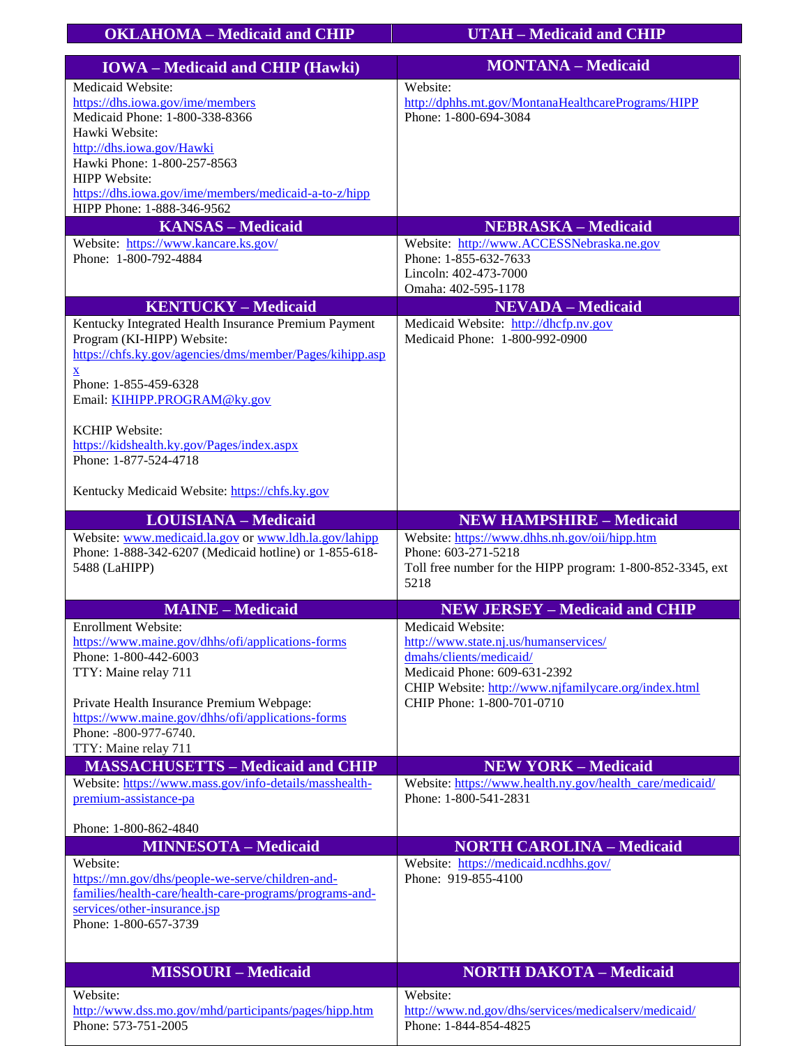| OKLAHOMA – Medicaid and CHIP | UTAH – Medicaid and CHIP |
|---|---|

| IOWA – Medicaid and CHIP (Hawki) | MONTANA – Medicaid |
|---|---|
| Medicaid Website:<br>https://dhs.iowa.gov/ime/members<br>Medicaid Phone: 1-800-338-8366<br>Hawki Website:<br>http://dhs.iowa.gov/Hawki<br>Hawki Phone: 1-800-257-8563<br>HIPP Website:<br>https://dhs.iowa.gov/ime/members/medicaid-a-to-z/hipp<br>HIPP Phone: 1-888-346-9562 | Website:<br>http://dphhs.mt.gov/MontanaHealthcarePrograms/HIPP<br>Phone: 1-800-694-3084 |
| **KANSAS – Medicaid** | **NEBRASKA – Medicaid** |
| Website: https://www.kancare.ks.gov/<br>Phone: 1-800-792-4884 | Website: http://www.ACCESSNebraska.ne.gov<br>Phone: 1-855-632-7633<br>Lincoln: 402-473-7000<br>Omaha: 402-595-1178 |
| **KENTUCKY – Medicaid** | **NEVADA – Medicaid** |
| Kentucky Integrated Health Insurance Premium Payment Program (KI-HIPP) Website:<br>https://chfs.ky.gov/agencies/dms/member/Pages/kihipp.aspx<br>Phone: 1-855-459-6328<br>Email: KIHIPP.PROGRAM@ky.gov<br><br>KCHIP Website:<br>https://kidshealth.ky.gov/Pages/index.aspx<br>Phone: 1-877-524-4718<br><br>Kentucky Medicaid Website: https://chfs.ky.gov | Medicaid Website: http://dhcfp.nv.gov<br>Medicaid Phone: 1-800-992-0900 |
| **LOUISIANA – Medicaid** | **NEW HAMPSHIRE – Medicaid** |
| Website: www.medicaid.la.gov or www.ldh.la.gov/lahipp<br>Phone: 1-888-342-6207 (Medicaid hotline) or 1-855-618-5488 (LaHIPP) | Website: https://www.dhhs.nh.gov/oii/hipp.htm<br>Phone: 603-271-5218<br>Toll free number for the HIPP program: 1-800-852-3345, ext 5218 |
| **MAINE – Medicaid** | **NEW JERSEY – Medicaid and CHIP** |
| Enrollment Website:<br>https://www.maine.gov/dhhs/ofi/applications-forms<br>Phone: 1-800-442-6003<br>TTY: Maine relay 711<br><br>Private Health Insurance Premium Webpage:<br>https://www.maine.gov/dhhs/ofi/applications-forms<br>Phone: -800-977-6740.<br>TTY: Maine relay 711 | Medicaid Website:<br>http://www.state.nj.us/humanservices/dmahs/clients/medicaid/<br>Medicaid Phone: 609-631-2392<br>CHIP Website: http://www.njfamilycare.org/index.html<br>CHIP Phone: 1-800-701-0710 |
| **MASSACHUSETTS – Medicaid and CHIP** | **NEW YORK – Medicaid** |
| Website: https://www.mass.gov/info-details/masshealth-premium-assistance-pa<br><br>Phone: 1-800-862-4840 | Website: https://www.health.ny.gov/health_care/medicaid/<br>Phone: 1-800-541-2831 |
| **MINNESOTA – Medicaid** | **NORTH CAROLINA – Medicaid** |
| Website:<br>https://mn.gov/dhs/people-we-serve/children-and-families/health-care/health-care-programs/programs-and-services/other-insurance.jsp<br>Phone: 1-800-657-3739 | Website: https://medicaid.ncdhhs.gov/<br>Phone: 919-855-4100 |
| **MISSOURI – Medicaid** | **NORTH DAKOTA – Medicaid** |
| Website:<br>http://www.dss.mo.gov/mhd/participants/pages/hipp.htm<br>Phone: 573-751-2005 | Website:<br>http://www.nd.gov/dhs/services/medicalserv/medicaid/<br>Phone: 1-844-854-4825 |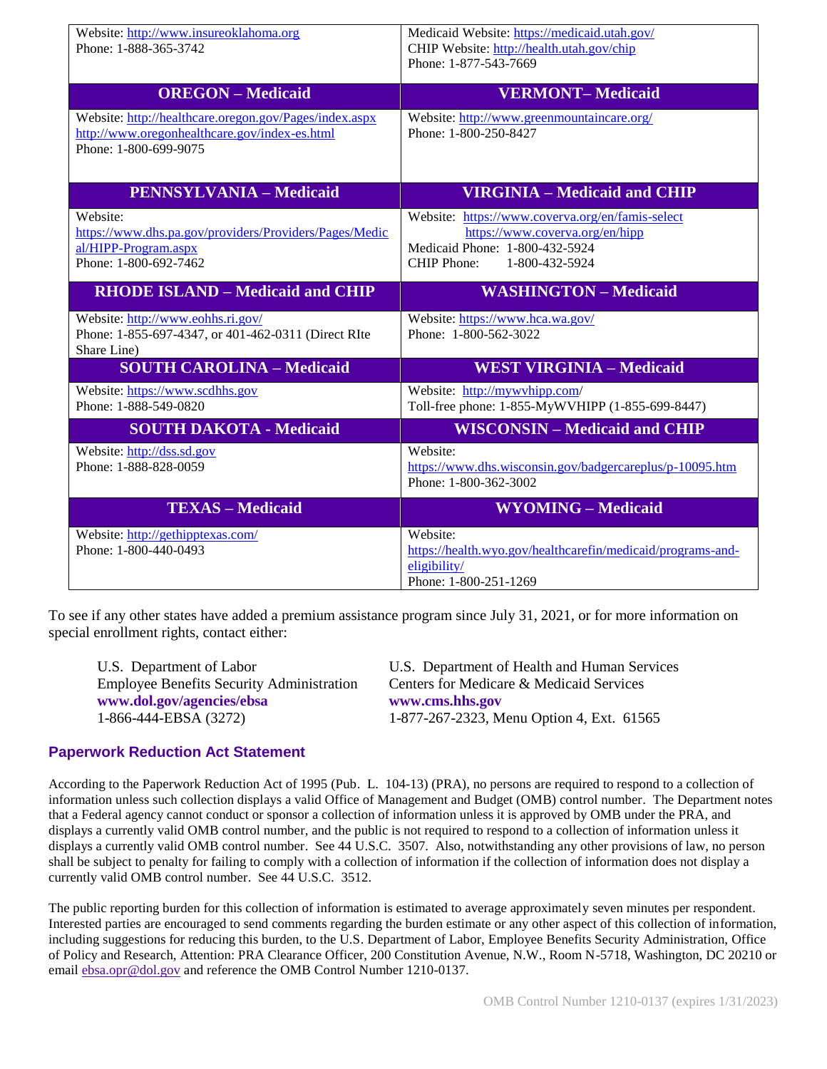| | |
|---|---|
| Website: http://www.insureoklahoma.org<br>Phone: 1-888-365-3742 | Medicaid Website: https://medicaid.utah.gov/<br>CHIP Website: http://health.utah.gov/chip<br>Phone: 1-877-543-7669 |
| **OREGON – Medicaid** | **VERMONT– Medicaid** |
| Website: http://healthcare.oregon.gov/Pages/index.aspx<br>http://www.oregonhealthcare.gov/index-es.html<br>Phone: 1-800-699-9075 | Website: http://www.greenmountaincare.org/<br>Phone: 1-800-250-8427 |
| **PENNSYLVANIA – Medicaid** | **VIRGINIA – Medicaid and CHIP** |
| Website: https://www.dhs.pa.gov/providers/Providers/Pages/Medical/HIPP-Program.aspx<br>Phone: 1-800-692-7462 | Website: https://www.coverva.org/en/famis-select<br>https://www.coverva.org/en/hipp<br>Medicaid Phone: 1-800-432-5924<br>CHIP Phone: 1-800-432-5924 |
| **RHODE ISLAND – Medicaid and CHIP** | **WASHINGTON – Medicaid** |
| Website: http://www.eohhs.ri.gov/<br>Phone: 1-855-697-4347, or 401-462-0311 (Direct RIte Share Line) | Website: https://www.hca.wa.gov/<br>Phone: 1-800-562-3022 |
| **SOUTH CAROLINA – Medicaid** | **WEST VIRGINIA – Medicaid** |
| Website: https://www.scdhhs.gov<br>Phone: 1-888-549-0820 | Website: http://mywvhipp.com/<br>Toll-free phone: 1-855-MyWVHIPP (1-855-699-8447) |
| **SOUTH DAKOTA - Medicaid** | **WISCONSIN – Medicaid and CHIP** |
| Website: http://dss.sd.gov<br>Phone: 1-888-828-0059 | Website: https://www.dhs.wisconsin.gov/badgercareplus/p-10095.htm<br>Phone: 1-800-362-3002 |
| **TEXAS – Medicaid** | **WYOMING – Medicaid** |
| Website: http://gethipptexas.com/<br>Phone: 1-800-440-0493 | Website: https://health.wyo.gov/healthcarefin/medicaid/programs-and-eligibility/<br>Phone: 1-800-251-1269 |

To see if any other states have added a premium assistance program since July 31, 2021, or for more information on special enrollment rights, contact either:

U.S. Department of Labor
Employee Benefits Security Administration
**www.dol.gov/agencies/ebsa**
1-866-444-EBSA (3272)

U.S. Department of Health and Human Services
Centers for Medicare & Medicaid Services
**www.cms.hhs.gov**
1-877-267-2323, Menu Option 4, Ext. 61565

## Paperwork Reduction Act Statement

According to the Paperwork Reduction Act of 1995 (Pub. L. 104-13) (PRA), no persons are required to respond to a collection of information unless such collection displays a valid Office of Management and Budget (OMB) control number. The Department notes that a Federal agency cannot conduct or sponsor a collection of information unless it is approved by OMB under the PRA, and displays a currently valid OMB control number, and the public is not required to respond to a collection of information unless it displays a currently valid OMB control number. See 44 U.S.C. 3507. Also, notwithstanding any other provisions of law, no person shall be subject to penalty for failing to comply with a collection of information if the collection of information does not display a currently valid OMB control number. See 44 U.S.C. 3512.

The public reporting burden for this collection of information is estimated to average approximately seven minutes per respondent. Interested parties are encouraged to send comments regarding the burden estimate or any other aspect of this collection of information, including suggestions for reducing this burden, to the U.S. Department of Labor, Employee Benefits Security Administration, Office of Policy and Research, Attention: PRA Clearance Officer, 200 Constitution Avenue, N.W., Room N-5718, Washington, DC 20210 or email ebsa.opr@dol.gov and reference the OMB Control Number 1210-0137.

OMB Control Number 1210-0137 (expires 1/31/2023)